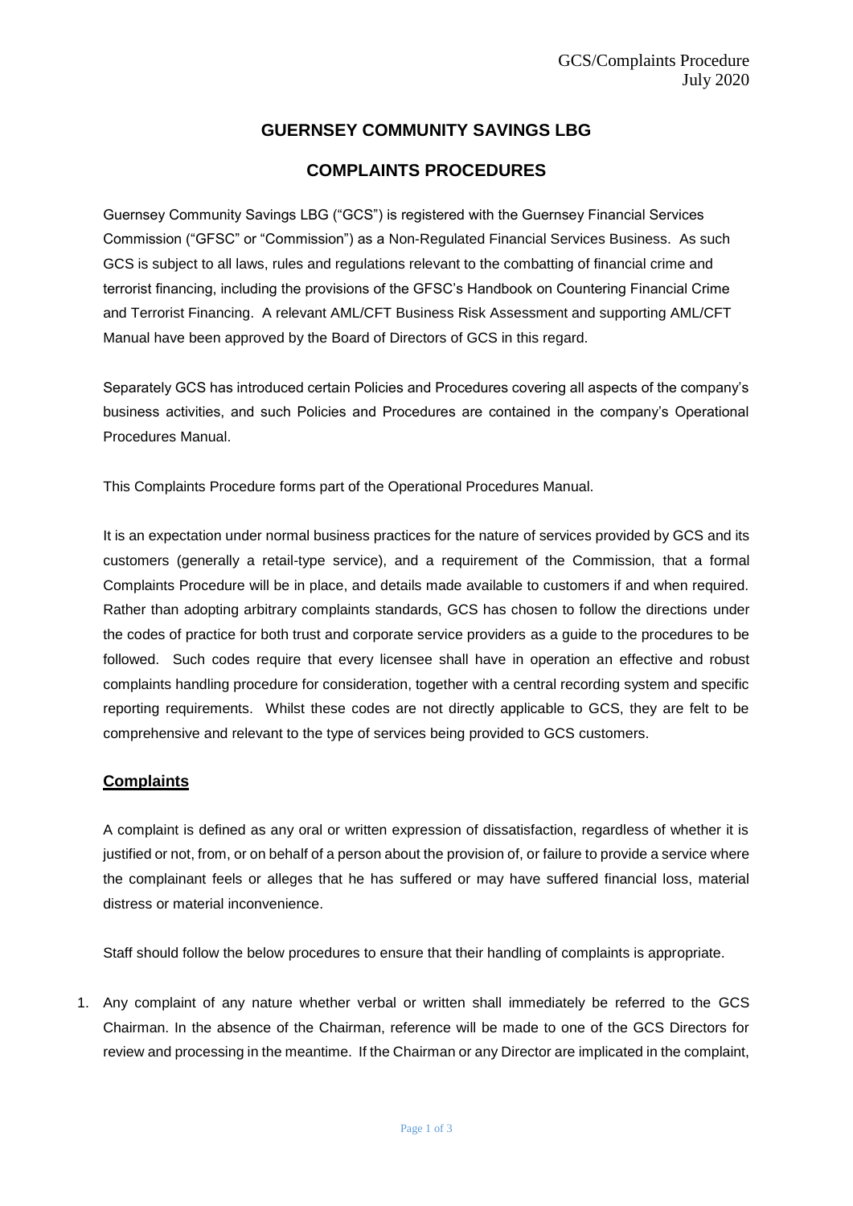# GUERNSEY COMMUNITY SAVINGS LBG

## COMPLAINTS PROCEDURES

Guernsey Community Savings LBG ("GCS") is registered with the Guernsey Financial Services Commission ("GFSC" or "Commission") as a Non-Regulated Financial Services Business. As such GCS is subject to all laws, rules and regulations relevant to the combatting of financial crime and terrorist financing, including the provisions of the GFSC's Handbook on Countering Financial Crime and Terrorist Financing. A relevant AML/CFT Business Risk Assessment and supporting AML/CFT Manual have been approved by the Board of Directors of GCS in this regard.

Separately GCS has introduced certain Policies and Procedures covering all aspects of the company's business activities, and such Policies and Procedures are contained in the company's Operational Procedures Manual.

This Complaints Procedure forms part of the Operational Procedures Manual.

It is an expectation under normal business practices for the nature of services provided by GCS and its customers (generally a retail-type service), and a requirement of the Commission, that a formal Complaints Procedure will be in place, and details made available to customers if and when required. Rather than adopting arbitrary complaints standards, GCS has chosen to follow the directions under the codes of practice for both trust and corporate service providers as a guide to the procedures to be followed. Such codes require that every licensee shall have in operation an effective and robust complaints handling procedure for consideration, together with a central recording system and specific reporting requirements. Whilst these codes are not directly applicable to GCS, they are felt to be comprehensive and relevant to the type of services being provided to GCS customers.

### Complaints

A complaint is defined as any oral or written expression of dissatisfaction, regardless of whether it is justified or not, from, or on behalf of a person about the provision of, or failure to provide a service where the complainant feels or alleges that he has suffered or may have suffered financial loss, material distress or material inconvenience.

Staff should follow the below procedures to ensure that their handling of complaints is appropriate.

1. Any complaint of any nature whether verbal or written shall immediately be referred to the GCS Chairman. In the absence of the Chairman, reference will be made to one of the GCS Directors for review and processing in the meantime. If the Chairman or any Director are implicated in the complaint,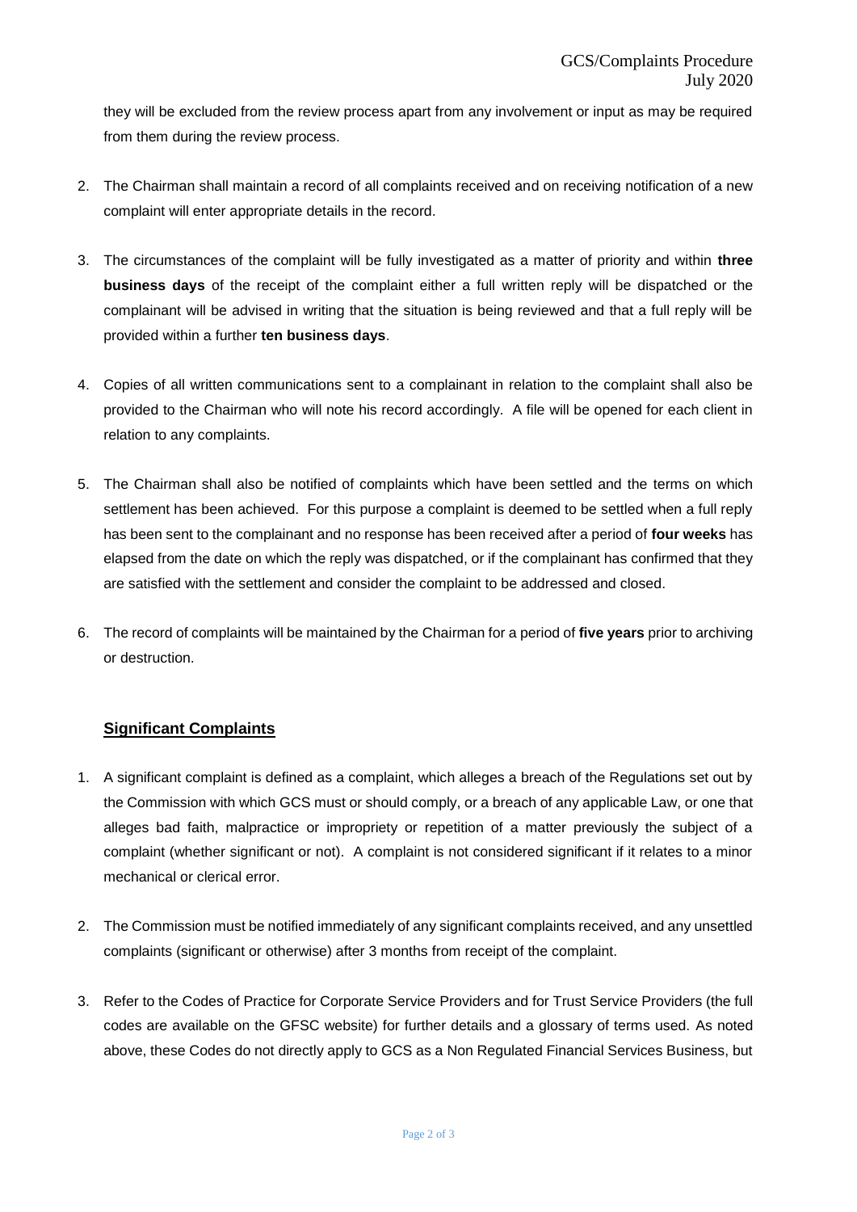they will be excluded from the review process apart from any involvement or input as may be required from them during the review process.

2. The Chairman shall maintain a record of all complaints received and on receiving notification of a new complaint will enter appropriate details in the record.

3. The circumstances of the complaint will be fully investigated as a matter of priority and within **three business days** of the receipt of the complaint either a full written reply will be dispatched or the complainant will be advised in writing that the situation is being reviewed and that a full reply will be provided within a further **ten business days**.

4. Copies of all written communications sent to a complainant in relation to the complaint shall also be provided to the Chairman who will note his record accordingly. A file will be opened for each client in relation to any complaints.

5. The Chairman shall also be notified of complaints which have been settled and the terms on which settlement has been achieved. For this purpose a complaint is deemed to be settled when a full reply has been sent to the complainant and no response has been received after a period of **four weeks** has elapsed from the date on which the reply was dispatched, or if the complainant has confirmed that they are satisfied with the settlement and consider the complaint to be addressed and closed.

6. The record of complaints will be maintained by the Chairman for a period of **five years** prior to archiving or destruction.

## **Significant Complaints**

1. A significant complaint is defined as a complaint, which alleges a breach of the Regulations set out by the Commission with which GCS must or should comply, or a breach of any applicable Law, or one that alleges bad faith, malpractice or impropriety or repetition of a matter previously the subject of a complaint (whether significant or not). A complaint is not considered significant if it relates to a minor mechanical or clerical error.

2. The Commission must be notified immediately of any significant complaints received, and any unsettled complaints (significant or otherwise) after 3 months from receipt of the complaint.

3. Refer to the Codes of Practice for Corporate Service Providers and for Trust Service Providers (the full codes are available on the GFSC website) for further details and a glossary of terms used. As noted above, these Codes do not directly apply to GCS as a Non Regulated Financial Services Business, but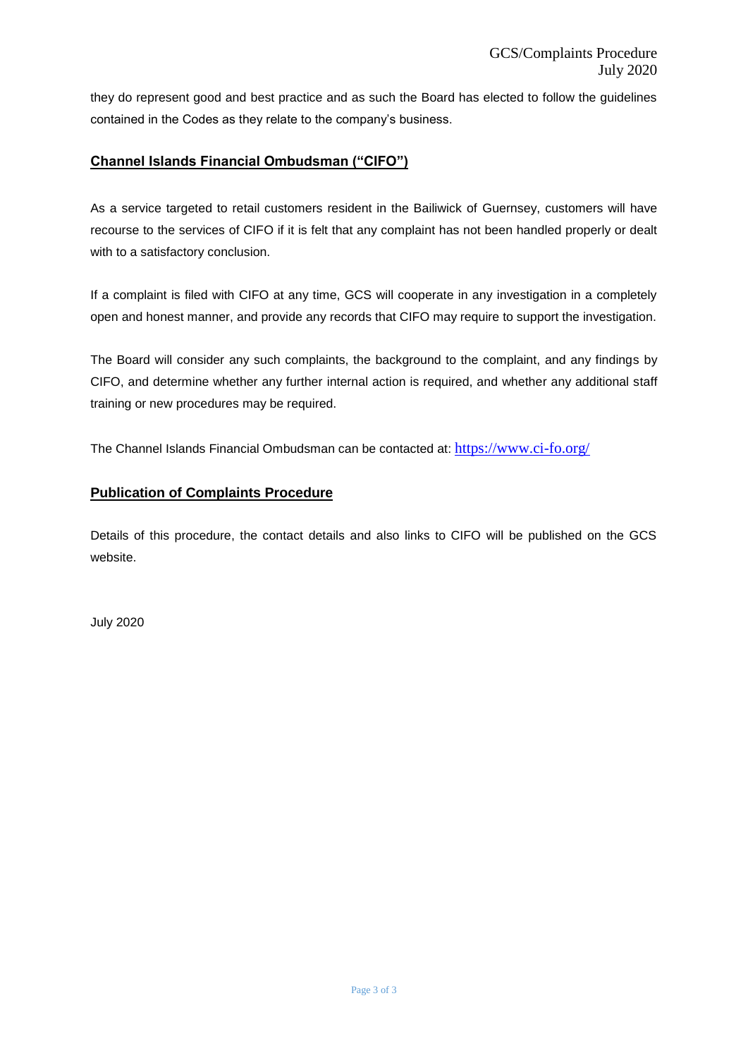they do represent good and best practice and as such the Board has elected to follow the guidelines contained in the Codes as they relate to the company's business.

## Channel Islands Financial Ombudsman ("CIFO")

As a service targeted to retail customers resident in the Bailiwick of Guernsey, customers will have recourse to the services of CIFO if it is felt that any complaint has not been handled properly or dealt with to a satisfactory conclusion.

If a complaint is filed with CIFO at any time, GCS will cooperate in any investigation in a completely open and honest manner, and provide any records that CIFO may require to support the investigation.

The Board will consider any such complaints, the background to the complaint, and any findings by CIFO, and determine whether any further internal action is required, and whether any additional staff training or new procedures may be required.

The Channel Islands Financial Ombudsman can be contacted at: https://www.ci-fo.org/

## Publication of Complaints Procedure

Details of this procedure, the contact details and also links to CIFO will be published on the GCS website.

July 2020